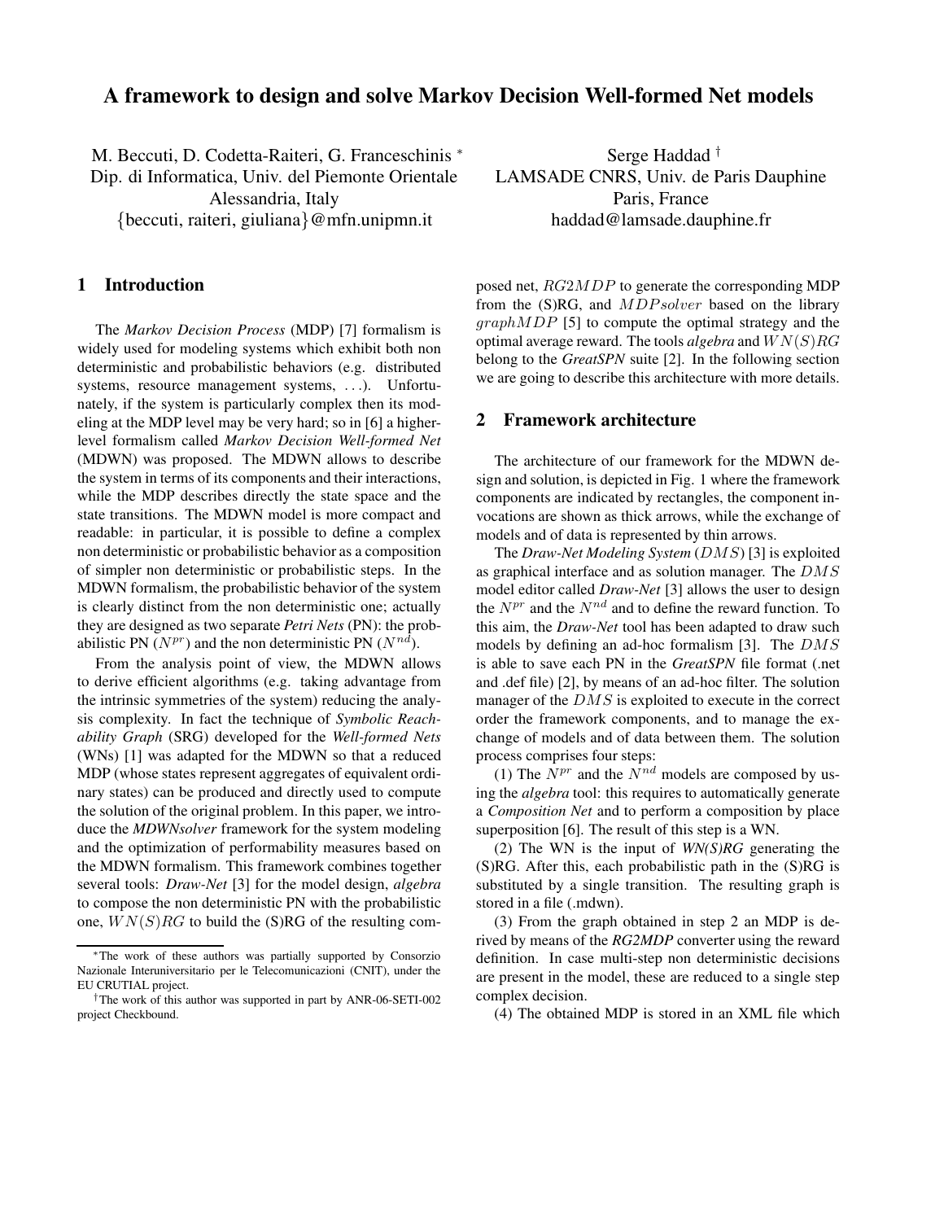# A framework to design and solve Markov Decision Well-formed Net models

M. Beccuti, D. Codetta-Raiteri, G. Franceschinis *
Dip. di Informatica, Univ. del Piemonte Orientale
Alessandria, Italy
{beccuti, raiteri, giuliana}@mfn.unipmn.it

Serge Haddad †
LAMSADE CNRS, Univ. de Paris Dauphine
Paris, France
haddad@lamsade.dauphine.fr

## 1 Introduction

The *Markov Decision Process* (MDP) [7] formalism is widely used for modeling systems which exhibit both non deterministic and probabilistic behaviors (e.g. distributed systems, resource management systems, ...). Unfortunately, if the system is particularly complex then its modeling at the MDP level may be very hard; so in [6] a higher-level formalism called *Markov Decision Well-formed Net* (MDWN) was proposed. The MDWN allows to describe the system in terms of its components and their interactions, while the MDP describes directly the state space and the state transitions. The MDWN model is more compact and readable: in particular, it is possible to define a complex non deterministic or probabilistic behavior as a composition of simpler non deterministic or probabilistic steps. In the MDWN formalism, the probabilistic behavior of the system is clearly distinct from the non deterministic one; actually they are designed as two separate *Petri Nets* (PN): the probabilistic PN ($N^{pr}$) and the non deterministic PN ($N^{nd}$).

From the analysis point of view, the MDWN allows to derive efficient algorithms (e.g. taking advantage from the intrinsic symmetries of the system) reducing the analysis complexity. In fact the technique of *Symbolic Reachability Graph* (SRG) developed for the *Well-formed Nets* (WNs) [1] was adapted for the MDWN so that a reduced MDP (whose states represent aggregates of equivalent ordinary states) can be produced and directly used to compute the solution of the original problem. In this paper, we introduce the *MDWNsolver* framework for the system modeling and the optimization of performability measures based on the MDWN formalism. This framework combines together several tools: *Draw-Net* [3] for the model design, *algebra* to compose the non deterministic PN with the probabilistic one, $WN(S)RG$ to build the (S)RG of the resulting composed net, $RG2MDP$ to generate the corresponding MDP from the (S)RG, and $MDPsolver$ based on the library $graphMDP$ [5] to compute the optimal strategy and the optimal average reward. The tools *algebra* and $WN(S)RG$ belong to the *GreatSPN* suite [2]. In the following section we are going to describe this architecture with more details.

## 2 Framework architecture

The architecture of our framework for the MDWN design and solution, is depicted in Fig. 1 where the framework components are indicated by rectangles, the component invocations are shown as thick arrows, while the exchange of models and of data is represented by thin arrows.

The ***Draw-Net Modeling System*** ($DMS$) [3] is exploited as graphical interface and as solution manager. The $DMS$ model editor called ***Draw-Net*** [3] allows the user to design the $N^{pr}$ and the $N^{nd}$ and to define the reward function. To this aim, the ***Draw-Net*** tool has been adapted to draw such models by defining an ad-hoc formalism [3]. The $DMS$ is able to save each PN in the ***GreatSPN*** file format (.net and .def file) [2], by means of an ad-hoc filter. The solution manager of the $DMS$ is exploited to execute in the correct order the framework components, and to manage the exchange of models and of data between them. The solution process comprises four steps:

(1) The $N^{pr}$ and the $N^{nd}$ models are composed by using the *algebra* tool: this requires to automatically generate a *Composition Net* and to perform a composition by place superposition [6]. The result of this step is a WN.

(2) The WN is the input of ***WN(S)RG*** generating the (S)RG. After this, each probabilistic path in the (S)RG is substituted by a single transition. The resulting graph is stored in a file (.mdwn).

(3) From the graph obtained in step 2 an MDP is derived by means of the ***RG2MDP*** converter using the reward definition. In case multi-step non deterministic decisions are present in the model, these are reduced to a single step complex decision.

(4) The obtained MDP is stored in an XML file which

*The work of these authors was partially supported by Consorzio Nazionale Interuniversitario per le Telecomunicazioni (CNIT), under the EU CRUTIAL project.

†The work of this author was supported in part by ANR-06-SETI-002 project Checkbound.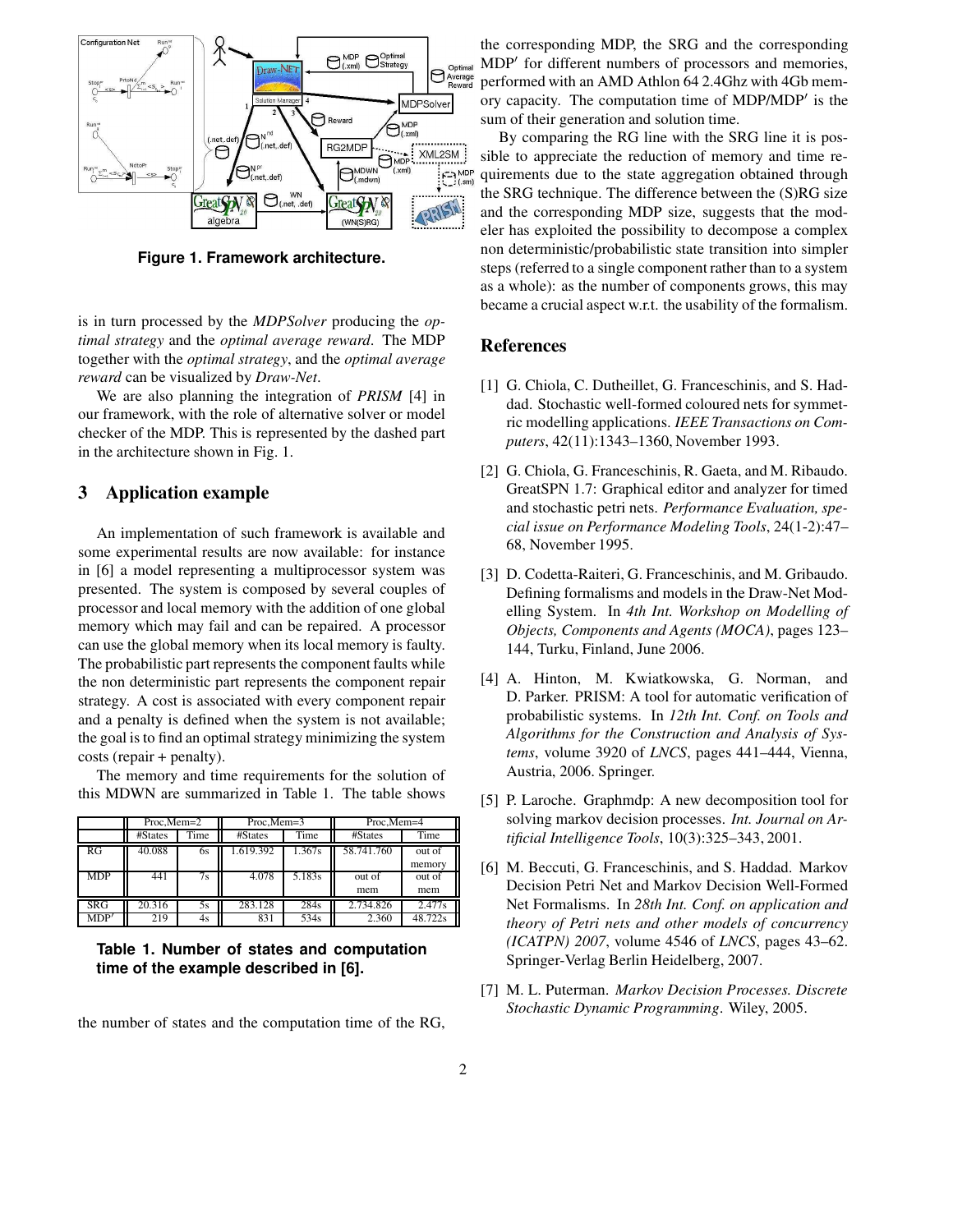Figure 1. Framework architecture.

is in turn processed by the *MDPSolver* producing the *optimal strategy* and the *optimal average reward*. The MDP together with the *optimal strategy*, and the *optimal average reward* can be visualized by *Draw-Net*.

We are also planning the integration of *PRISM* [4] in our framework, with the role of alternative solver or model checker of the MDP. This is represented by the dashed part in the architecture shown in Fig. 1.

## 3 Application example

An implementation of such framework is available and some experimental results are now available: for instance in [6] a model representing a multiprocessor system was presented. The system is composed by several couples of processor and local memory with the addition of one global memory which may fail and can be repaired. A processor can use the global memory when its local memory is faulty. The probabilistic part represents the component faults while the non deterministic part represents the component repair strategy. A cost is associated with every component repair and a penalty is defined when the system is not available; the goal is to find an optimal strategy minimizing the system costs (repair + penalty).

The memory and time requirements for the solution of this MDWN are summarized in Table 1. The table shows

| | Proc,Mem=2 | | Proc,Mem=3 | | Proc,Mem=4 | |
|---|---|---|---|---|---|---|
| | #States | Time | #States | Time | #States | Time |
| RG | 40.088 | 6s | 1.619.392 | 1.367s | 58.741.760 | out of memory |
| MDP | 441 | 7s | 4.078 | 5.183s | out of mem | out of mem |
| SRG | 20.316 | 5s | 283.128 | 284s | 2.734.826 | 2.477s |
| MDP′ | 219 | 4s | 831 | 534s | 2.360 | 48.722s |

**Table 1. Number of states and computation time of the example described in [6].**

the number of states and the computation time of the RG, the corresponding MDP, the SRG and the corresponding MDP′ for different numbers of processors and memories, performed with an AMD Athlon 64 2.4Ghz with 4Gb memory capacity. The computation time of MDP/MDP′ is the sum of their generation and solution time.

By comparing the RG line with the SRG line it is possible to appreciate the reduction of memory and time requirements due to the state aggregation obtained through the SRG technique. The difference between the (S)RG size and the corresponding MDP size, suggests that the modeler has exploited the possibility to decompose a complex non deterministic/probabilistic state transition into simpler steps (referred to a single component rather than to a system as a whole): as the number of components grows, this may became a crucial aspect w.r.t. the usability of the formalism.

## References

[1] G. Chiola, C. Dutheillet, G. Franceschinis, and S. Haddad. Stochastic well-formed coloured nets for symmetric modelling applications. *IEEE Transactions on Computers*, 42(11):1343–1360, November 1993.

[2] G. Chiola, G. Franceschinis, R. Gaeta, and M. Ribaudo. GreatSPN 1.7: Graphical editor and analyzer for timed and stochastic petri nets. *Performance Evaluation, special issue on Performance Modeling Tools*, 24(1-2):47–68, November 1995.

[3] D. Codetta-Raiteri, G. Franceschinis, and M. Gribaudo. Defining formalisms and models in the Draw-Net Modelling System. In *4th Int. Workshop on Modelling of Objects, Components and Agents (MOCA)*, pages 123–144, Turku, Finland, June 2006.

[4] A. Hinton, M. Kwiatkowska, G. Norman, and D. Parker. PRISM: A tool for automatic verification of probabilistic systems. In *12th Int. Conf. on Tools and Algorithms for the Construction and Analysis of Systems*, volume 3920 of *LNCS*, pages 441–444, Vienna, Austria, 2006. Springer.

[5] P. Laroche. Graphmdp: A new decomposition tool for solving markov decision processes. *Int. Journal on Artificial Intelligence Tools*, 10(3):325–343, 2001.

[6] M. Beccuti, G. Franceschinis, and S. Haddad. Markov Decision Petri Net and Markov Decision Well-Formed Net Formalisms. In *28th Int. Conf. on application and theory of Petri nets and other models of concurrency (ICATPN) 2007*, volume 4546 of *LNCS*, pages 43–62. Springer-Verlag Berlin Heidelberg, 2007.

[7] M. L. Puterman. *Markov Decision Processes. Discrete Stochastic Dynamic Programming*. Wiley, 2005.